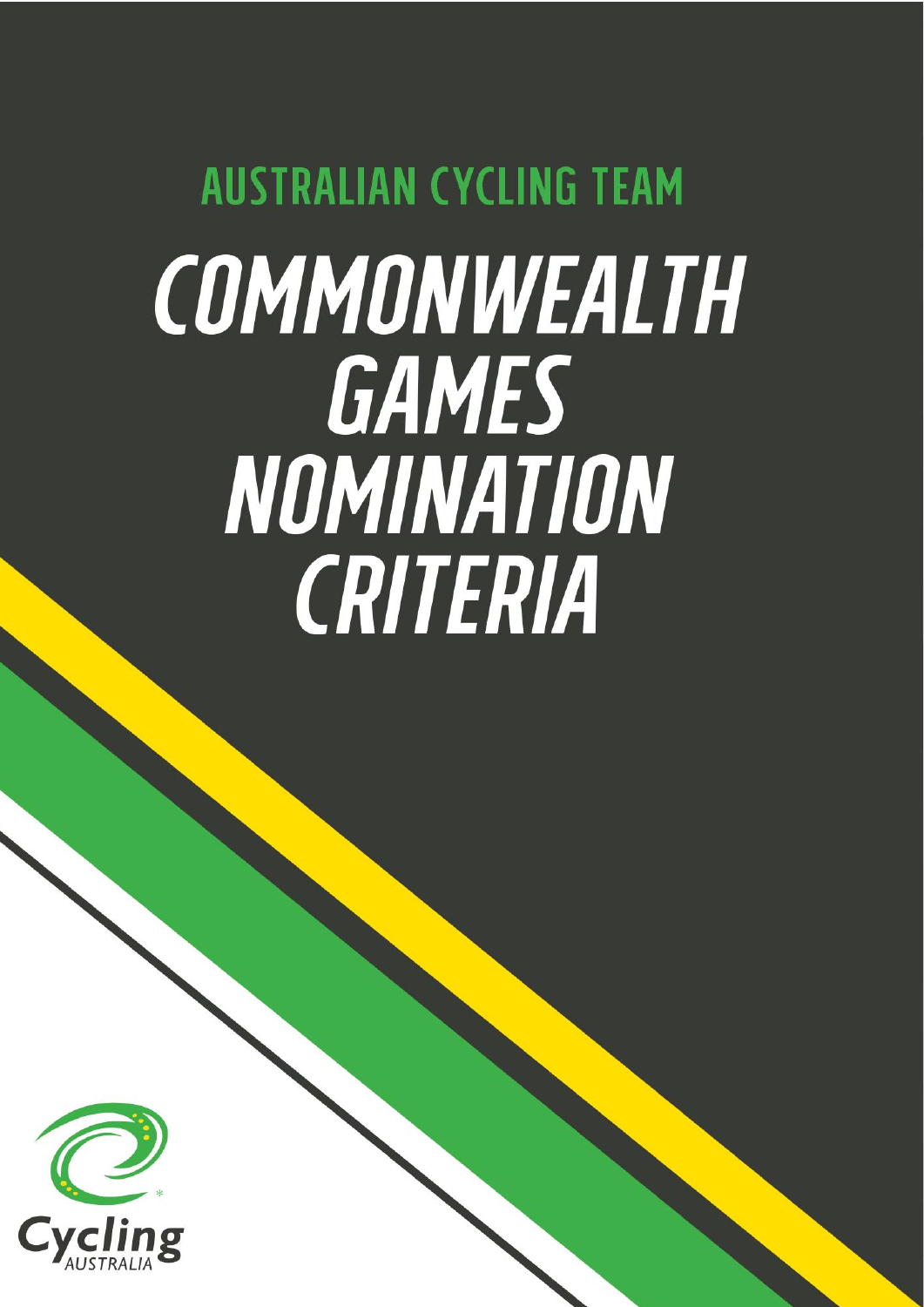## AUSTRALIAN CYCLING TEAM

# COMMONWEALTH GAMES NOMINATION CRITERIA

Cycling AUSTRALIA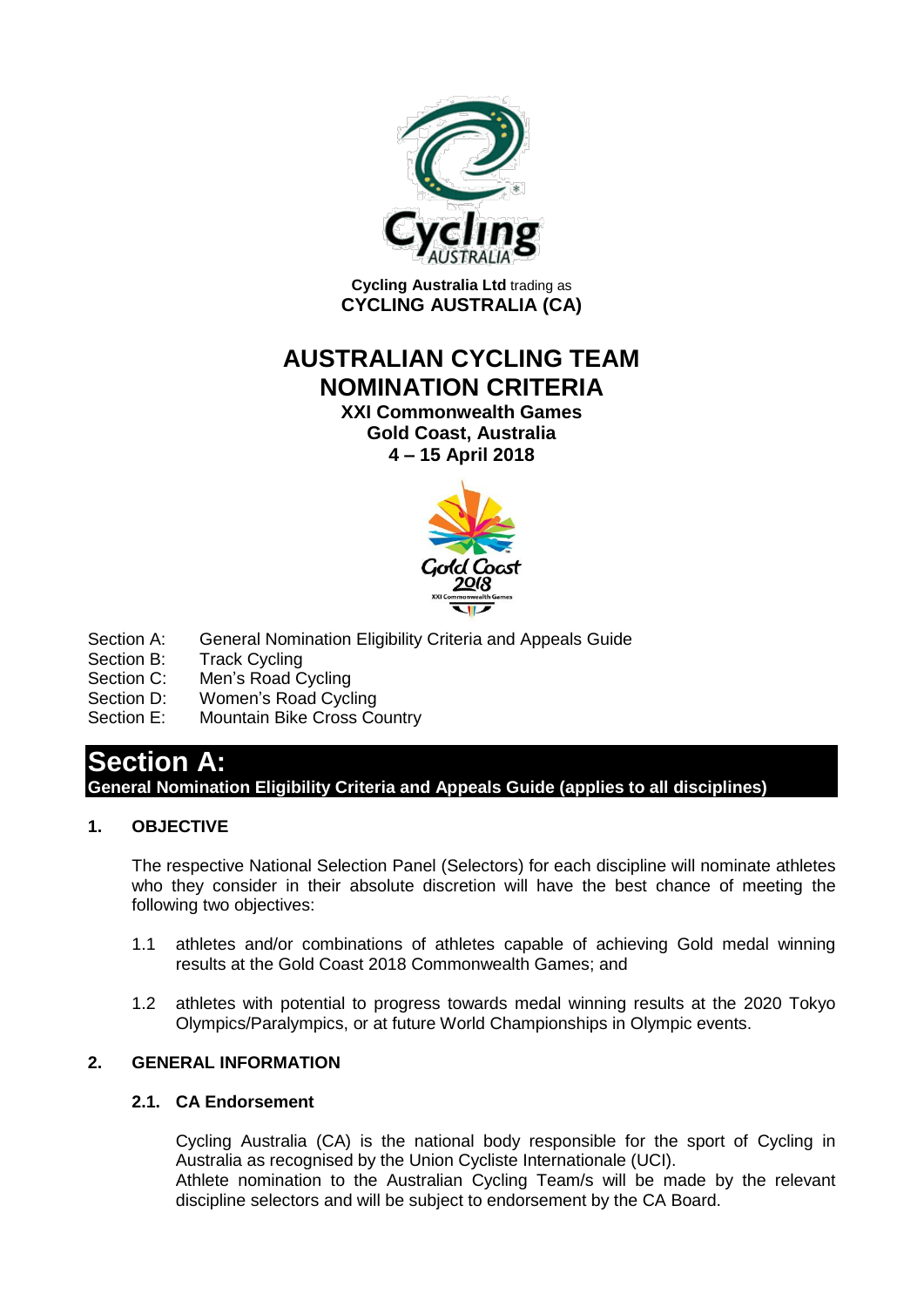Cycling Australia Ltd trading as
**CYCLING AUSTRALIA (CA)**

# AUSTRALIAN CYCLING TEAM NOMINATION CRITERIA

**XXI Commonwealth Games**
**Gold Coast, Australia**
**4 – 15 April 2018**

Section A: General Nomination Eligibility Criteria and Appeals Guide
Section B: Track Cycling
Section C: Men's Road Cycling
Section D: Women's Road Cycling
Section E: Mountain Bike Cross Country

# Section A:

**General Nomination Eligibility Criteria and Appeals Guide (applies to all disciplines)**

## 1. OBJECTIVE

The respective National Selection Panel (Selectors) for each discipline will nominate athletes who they consider in their absolute discretion will have the best chance of meeting the following two objectives:

1.1 athletes and/or combinations of athletes capable of achieving Gold medal winning results at the Gold Coast 2018 Commonwealth Games; and

1.2 athletes with potential to progress towards medal winning results at the 2020 Tokyo Olympics/Paralympics, or at future World Championships in Olympic events.

## 2. GENERAL INFORMATION

### 2.1. CA Endorsement

Cycling Australia (CA) is the national body responsible for the sport of Cycling in Australia as recognised by the Union Cycliste Internationale (UCI).
Athlete nomination to the Australian Cycling Team/s will be made by the relevant discipline selectors and will be subject to endorsement by the CA Board.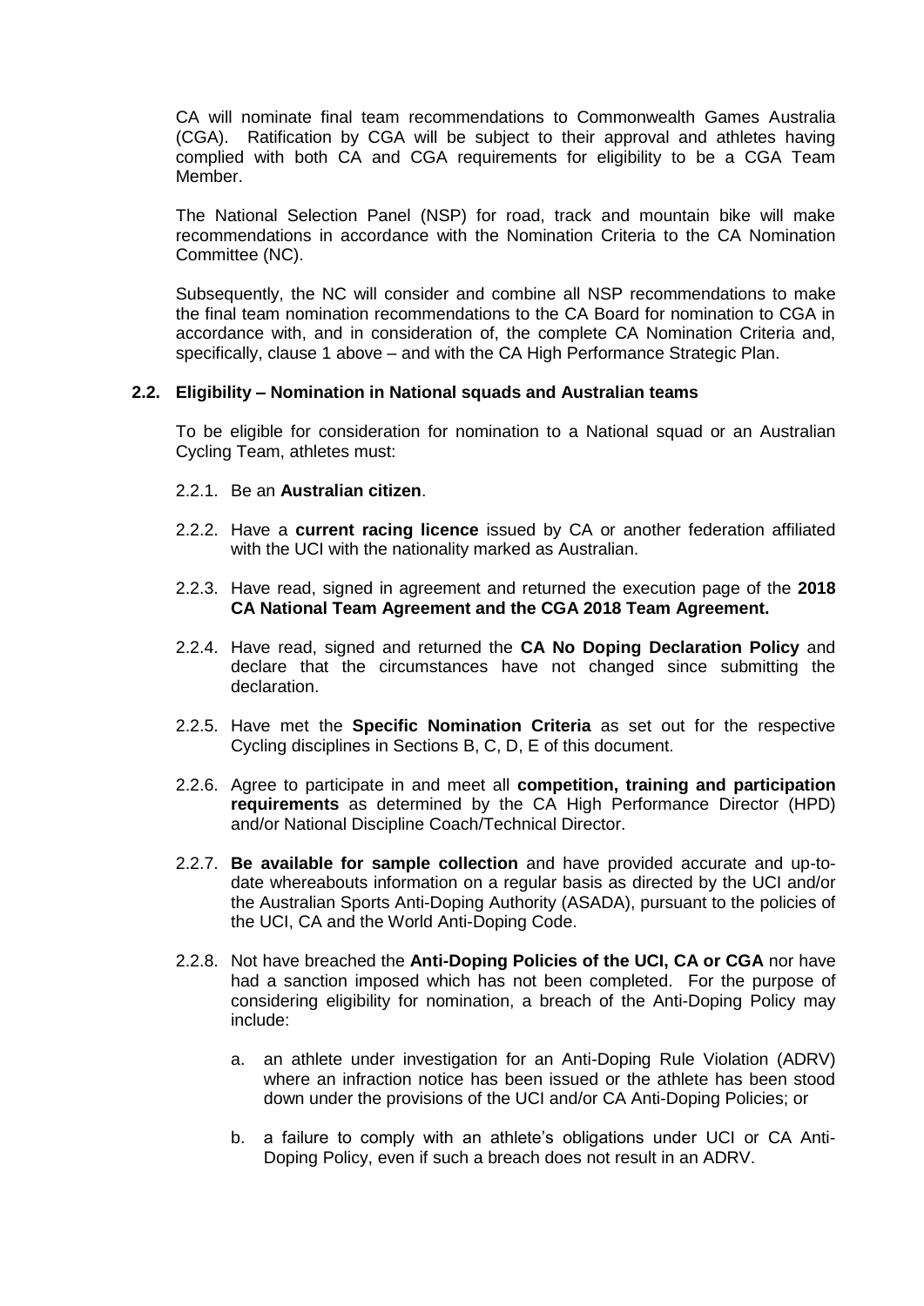CA will nominate final team recommendations to Commonwealth Games Australia (CGA). Ratification by CGA will be subject to their approval and athletes having complied with both CA and CGA requirements for eligibility to be a CGA Team Member.

The National Selection Panel (NSP) for road, track and mountain bike will make recommendations in accordance with the Nomination Criteria to the CA Nomination Committee (NC).

Subsequently, the NC will consider and combine all NSP recommendations to make the final team nomination recommendations to the CA Board for nomination to CGA in accordance with, and in consideration of, the complete CA Nomination Criteria and, specifically, clause 1 above – and with the CA High Performance Strategic Plan.

### 2.2. Eligibility – Nomination in National squads and Australian teams

To be eligible for consideration for nomination to a National squad or an Australian Cycling Team, athletes must:

2.2.1. Be an **Australian citizen**.

2.2.2. Have a **current racing licence** issued by CA or another federation affiliated with the UCI with the nationality marked as Australian.

2.2.3. Have read, signed in agreement and returned the execution page of the **2018 CA National Team Agreement and the CGA 2018 Team Agreement.**

2.2.4. Have read, signed and returned the **CA No Doping Declaration Policy** and declare that the circumstances have not changed since submitting the declaration.

2.2.5. Have met the **Specific Nomination Criteria** as set out for the respective Cycling disciplines in Sections B, C, D, E of this document.

2.2.6. Agree to participate in and meet all **competition, training and participation requirements** as determined by the CA High Performance Director (HPD) and/or National Discipline Coach/Technical Director.

2.2.7. **Be available for sample collection** and have provided accurate and up-to-date whereabouts information on a regular basis as directed by the UCI and/or the Australian Sports Anti-Doping Authority (ASADA), pursuant to the policies of the UCI, CA and the World Anti-Doping Code.

2.2.8. Not have breached the **Anti-Doping Policies of the UCI, CA or CGA** nor have had a sanction imposed which has not been completed. For the purpose of considering eligibility for nomination, a breach of the Anti-Doping Policy may include:

   a. an athlete under investigation for an Anti-Doping Rule Violation (ADRV) where an infraction notice has been issued or the athlete has been stood down under the provisions of the UCI and/or CA Anti-Doping Policies; or

   b. a failure to comply with an athlete's obligations under UCI or CA Anti-Doping Policy, even if such a breach does not result in an ADRV.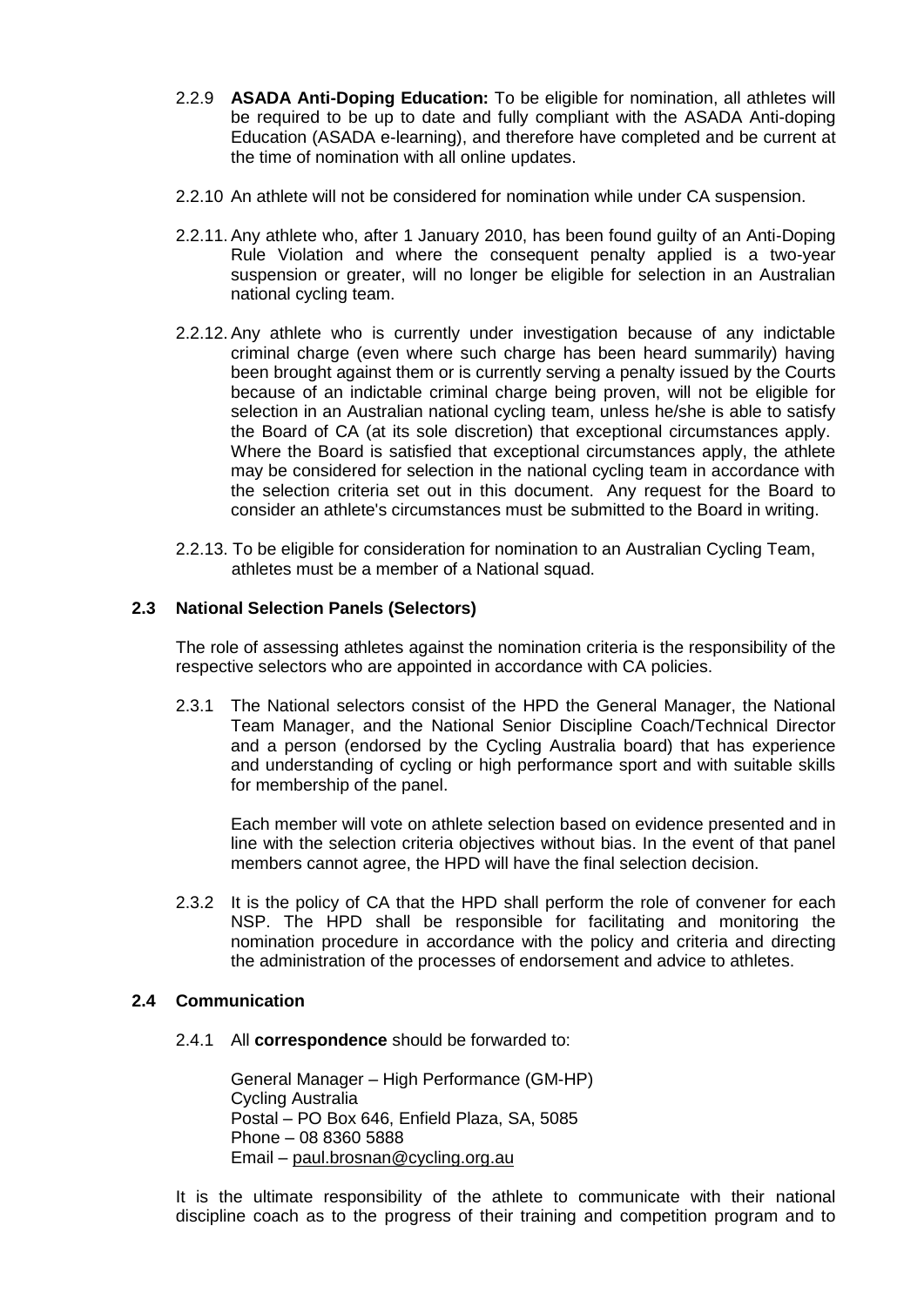2.2.9 **ASADA Anti-Doping Education:** To be eligible for nomination, all athletes will be required to be up to date and fully compliant with the ASADA Anti-doping Education (ASADA e-learning), and therefore have completed and be current at the time of nomination with all online updates.

2.2.10 An athlete will not be considered for nomination while under CA suspension.

2.2.11. Any athlete who, after 1 January 2010, has been found guilty of an Anti-Doping Rule Violation and where the consequent penalty applied is a two-year suspension or greater, will no longer be eligible for selection in an Australian national cycling team.

2.2.12. Any athlete who is currently under investigation because of any indictable criminal charge (even where such charge has been heard summarily) having been brought against them or is currently serving a penalty issued by the Courts because of an indictable criminal charge being proven, will not be eligible for selection in an Australian national cycling team, unless he/she is able to satisfy the Board of CA (at its sole discretion) that exceptional circumstances apply. Where the Board is satisfied that exceptional circumstances apply, the athlete may be considered for selection in the national cycling team in accordance with the selection criteria set out in this document. Any request for the Board to consider an athlete's circumstances must be submitted to the Board in writing.

2.2.13. To be eligible for consideration for nomination to an Australian Cycling Team, athletes must be a member of a National squad.

### 2.3 National Selection Panels (Selectors)

The role of assessing athletes against the nomination criteria is the responsibility of the respective selectors who are appointed in accordance with CA policies.

2.3.1 The National selectors consist of the HPD the General Manager, the National Team Manager, and the National Senior Discipline Coach/Technical Director and a person (endorsed by the Cycling Australia board) that has experience and understanding of cycling or high performance sport and with suitable skills for membership of the panel.

Each member will vote on athlete selection based on evidence presented and in line with the selection criteria objectives without bias. In the event of that panel members cannot agree, the HPD will have the final selection decision.

2.3.2 It is the policy of CA that the HPD shall perform the role of convener for each NSP. The HPD shall be responsible for facilitating and monitoring the nomination procedure in accordance with the policy and criteria and directing the administration of the processes of endorsement and advice to athletes.

### 2.4 Communication

2.4.1 All **correspondence** should be forwarded to:

General Manager – High Performance (GM-HP)
Cycling Australia
Postal – PO Box 646, Enfield Plaza, SA, 5085
Phone – 08 8360 5888
Email – paul.brosnan@cycling.org.au

It is the ultimate responsibility of the athlete to communicate with their national discipline coach as to the progress of their training and competition program and to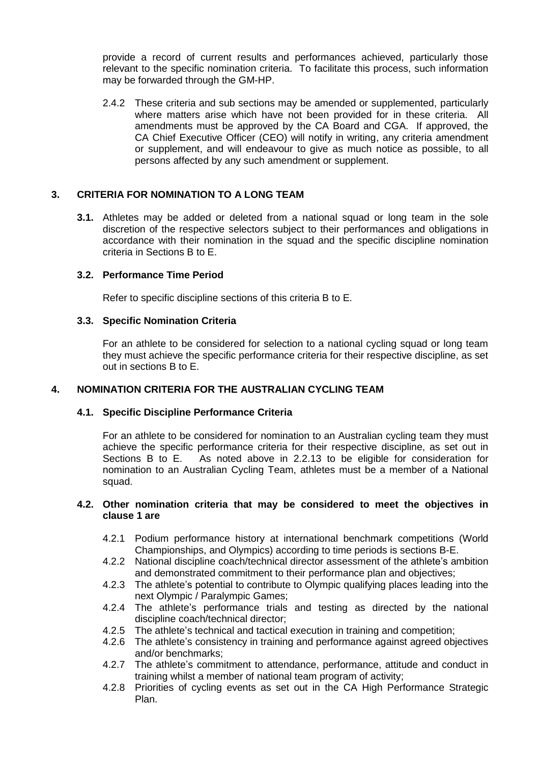provide a record of current results and performances achieved, particularly those relevant to the specific nomination criteria. To facilitate this process, such information may be forwarded through the GM-HP.

2.4.2 These criteria and sub sections may be amended or supplemented, particularly where matters arise which have not been provided for in these criteria. All amendments must be approved by the CA Board and CGA. If approved, the CA Chief Executive Officer (CEO) will notify in writing, any criteria amendment or supplement, and will endeavour to give as much notice as possible, to all persons affected by any such amendment or supplement.

## 3. CRITERIA FOR NOMINATION TO A LONG TEAM

**3.1.** Athletes may be added or deleted from a national squad or long team in the sole discretion of the respective selectors subject to their performances and obligations in accordance with their nomination in the squad and the specific discipline nomination criteria in Sections B to E.

### 3.2. Performance Time Period

Refer to specific discipline sections of this criteria B to E.

### 3.3. Specific Nomination Criteria

For an athlete to be considered for selection to a national cycling squad or long team they must achieve the specific performance criteria for their respective discipline, as set out in sections B to E.

## 4. NOMINATION CRITERIA FOR THE AUSTRALIAN CYCLING TEAM

### 4.1. Specific Discipline Performance Criteria

For an athlete to be considered for nomination to an Australian cycling team they must achieve the specific performance criteria for their respective discipline, as set out in Sections B to E. As noted above in 2.2.13 to be eligible for consideration for nomination to an Australian Cycling Team, athletes must be a member of a National squad.

### 4.2. Other nomination criteria that may be considered to meet the objectives in clause 1 are

4.2.1 Podium performance history at international benchmark competitions (World Championships, and Olympics) according to time periods is sections B-E.

4.2.2 National discipline coach/technical director assessment of the athlete's ambition and demonstrated commitment to their performance plan and objectives;

4.2.3 The athlete's potential to contribute to Olympic qualifying places leading into the next Olympic / Paralympic Games;

4.2.4 The athlete's performance trials and testing as directed by the national discipline coach/technical director;

4.2.5 The athlete's technical and tactical execution in training and competition;

4.2.6 The athlete's consistency in training and performance against agreed objectives and/or benchmarks;

4.2.7 The athlete's commitment to attendance, performance, attitude and conduct in training whilst a member of national team program of activity;

4.2.8 Priorities of cycling events as set out in the CA High Performance Strategic Plan.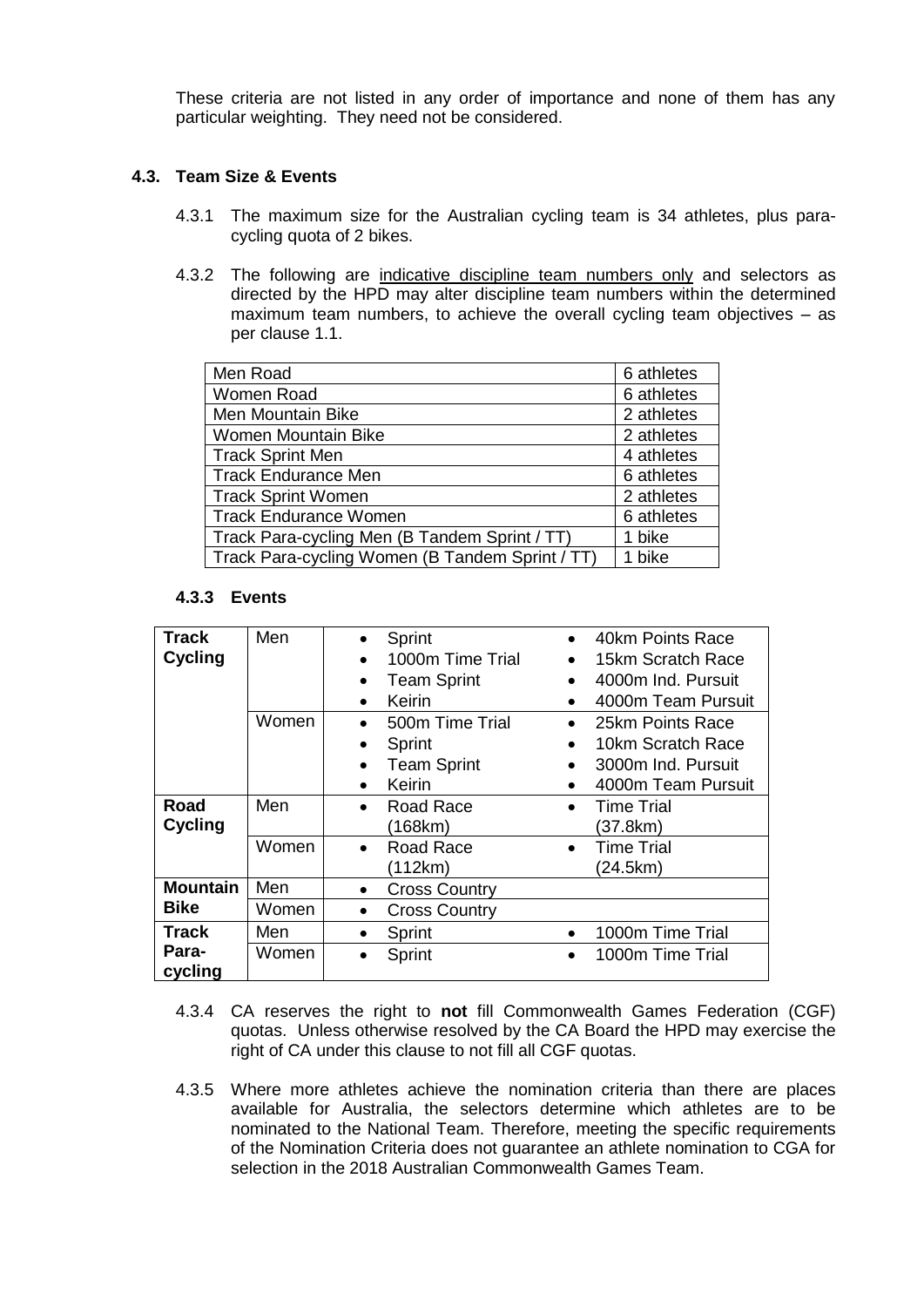These criteria are not listed in any order of importance and none of them has any particular weighting. They need not be considered.

### 4.3. Team Size & Events

4.3.1 The maximum size for the Australian cycling team is 34 athletes, plus para-cycling quota of 2 bikes.

4.3.2 The following are indicative discipline team numbers only and selectors as directed by the HPD may alter discipline team numbers within the determined maximum team numbers, to achieve the overall cycling team objectives – as per clause 1.1.

| Discipline | Athletes |
|---|---|
| Men Road | 6 athletes |
| Women Road | 6 athletes |
| Men Mountain Bike | 2 athletes |
| Women Mountain Bike | 2 athletes |
| Track Sprint Men | 4 athletes |
| Track Endurance Men | 6 athletes |
| Track Sprint Women | 2 athletes |
| Track Endurance Women | 6 athletes |
| Track Para-cycling Men (B Tandem Sprint / TT) | 1 bike |
| Track Para-cycling Women (B Tandem Sprint / TT) | 1 bike |

#### 4.3.3 Events

| Discipline | Gender | Events | |
|---|---|---|---|
| **Track Cycling** | Men | • Sprint<br>• 1000m Time Trial<br>• Team Sprint<br>• Keirin | • 40km Points Race<br>• 15km Scratch Race<br>• 4000m Ind. Pursuit<br>• 4000m Team Pursuit |
| | Women | • 500m Time Trial<br>• Sprint<br>• Team Sprint<br>• Keirin | • 25km Points Race<br>• 10km Scratch Race<br>• 3000m Ind. Pursuit<br>• 4000m Team Pursuit |
| **Road Cycling** | Men | • Road Race (168km) | • Time Trial (37.8km) |
| | Women | • Road Race (112km) | • Time Trial (24.5km) |
| **Mountain Bike** | Men | • Cross Country | |
| | Women | • Cross Country | |
| **Track Para-cycling** | Men | • Sprint | • 1000m Time Trial |
| | Women | • Sprint | • 1000m Time Trial |

4.3.4 CA reserves the right to **not** fill Commonwealth Games Federation (CGF) quotas. Unless otherwise resolved by the CA Board the HPD may exercise the right of CA under this clause to not fill all CGF quotas.

4.3.5 Where more athletes achieve the nomination criteria than there are places available for Australia, the selectors determine which athletes are to be nominated to the National Team. Therefore, meeting the specific requirements of the Nomination Criteria does not guarantee an athlete nomination to CGA for selection in the 2018 Australian Commonwealth Games Team.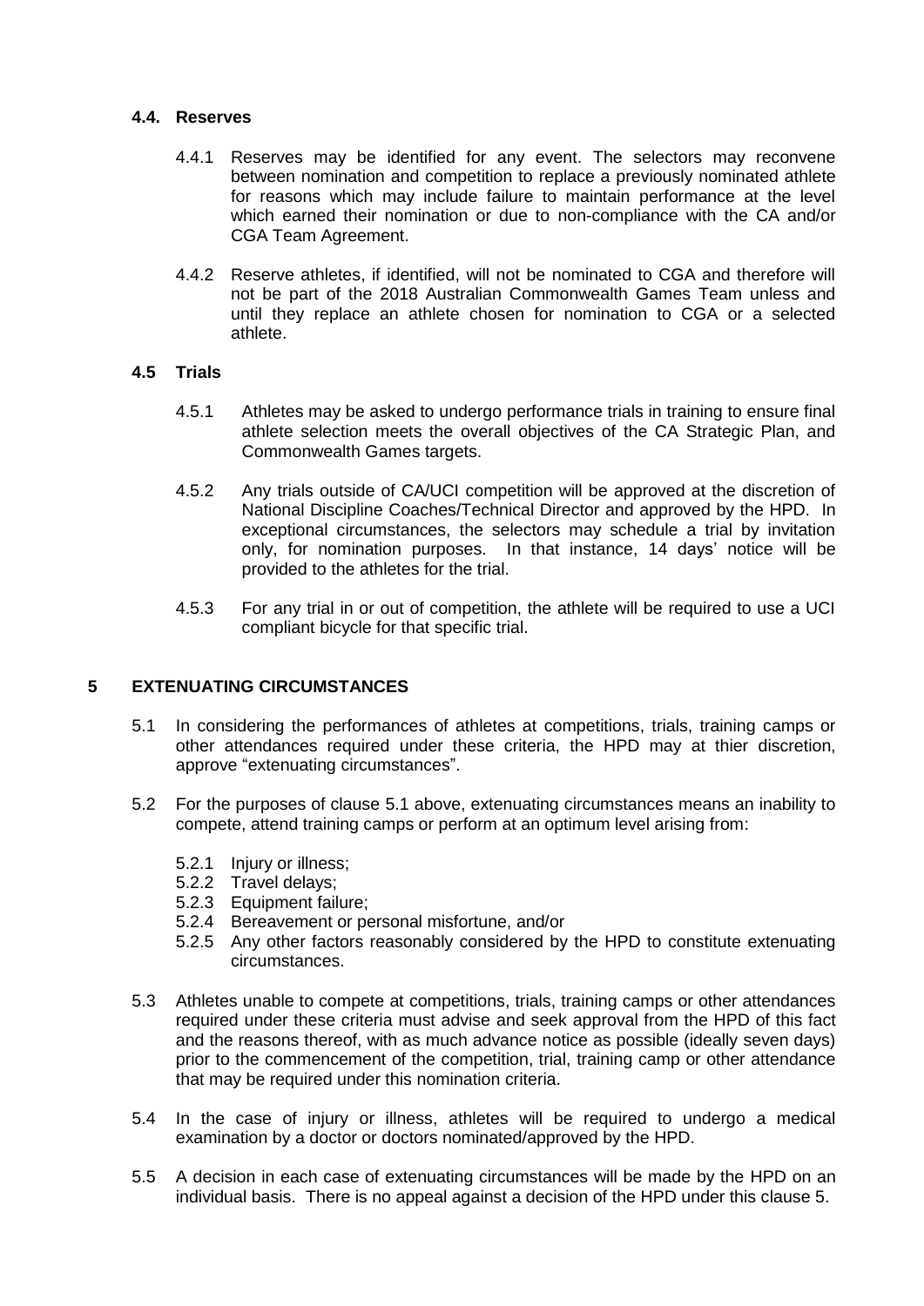### 4.4. Reserves

4.4.1 Reserves may be identified for any event. The selectors may reconvene between nomination and competition to replace a previously nominated athlete for reasons which may include failure to maintain performance at the level which earned their nomination or due to non-compliance with the CA and/or CGA Team Agreement.

4.4.2 Reserve athletes, if identified, will not be nominated to CGA and therefore will not be part of the 2018 Australian Commonwealth Games Team unless and until they replace an athlete chosen for nomination to CGA or a selected athlete.

### 4.5 Trials

4.5.1 Athletes may be asked to undergo performance trials in training to ensure final athlete selection meets the overall objectives of the CA Strategic Plan, and Commonwealth Games targets.

4.5.2 Any trials outside of CA/UCI competition will be approved at the discretion of National Discipline Coaches/Technical Director and approved by the HPD. In exceptional circumstances, the selectors may schedule a trial by invitation only, for nomination purposes. In that instance, 14 days' notice will be provided to the athletes for the trial.

4.5.3 For any trial in or out of competition, the athlete will be required to use a UCI compliant bicycle for that specific trial.

## 5 EXTENUATING CIRCUMSTANCES

5.1 In considering the performances of athletes at competitions, trials, training camps or other attendances required under these criteria, the HPD may at thier discretion, approve "extenuating circumstances".

5.2 For the purposes of clause 5.1 above, extenuating circumstances means an inability to compete, attend training camps or perform at an optimum level arising from:

- 5.2.1 Injury or illness;
- 5.2.2 Travel delays;
- 5.2.3 Equipment failure;
- 5.2.4 Bereavement or personal misfortune, and/or
- 5.2.5 Any other factors reasonably considered by the HPD to constitute extenuating circumstances.

5.3 Athletes unable to compete at competitions, trials, training camps or other attendances required under these criteria must advise and seek approval from the HPD of this fact and the reasons thereof, with as much advance notice as possible (ideally seven days) prior to the commencement of the competition, trial, training camp or other attendance that may be required under this nomination criteria.

5.4 In the case of injury or illness, athletes will be required to undergo a medical examination by a doctor or doctors nominated/approved by the HPD.

5.5 A decision in each case of extenuating circumstances will be made by the HPD on an individual basis. There is no appeal against a decision of the HPD under this clause 5.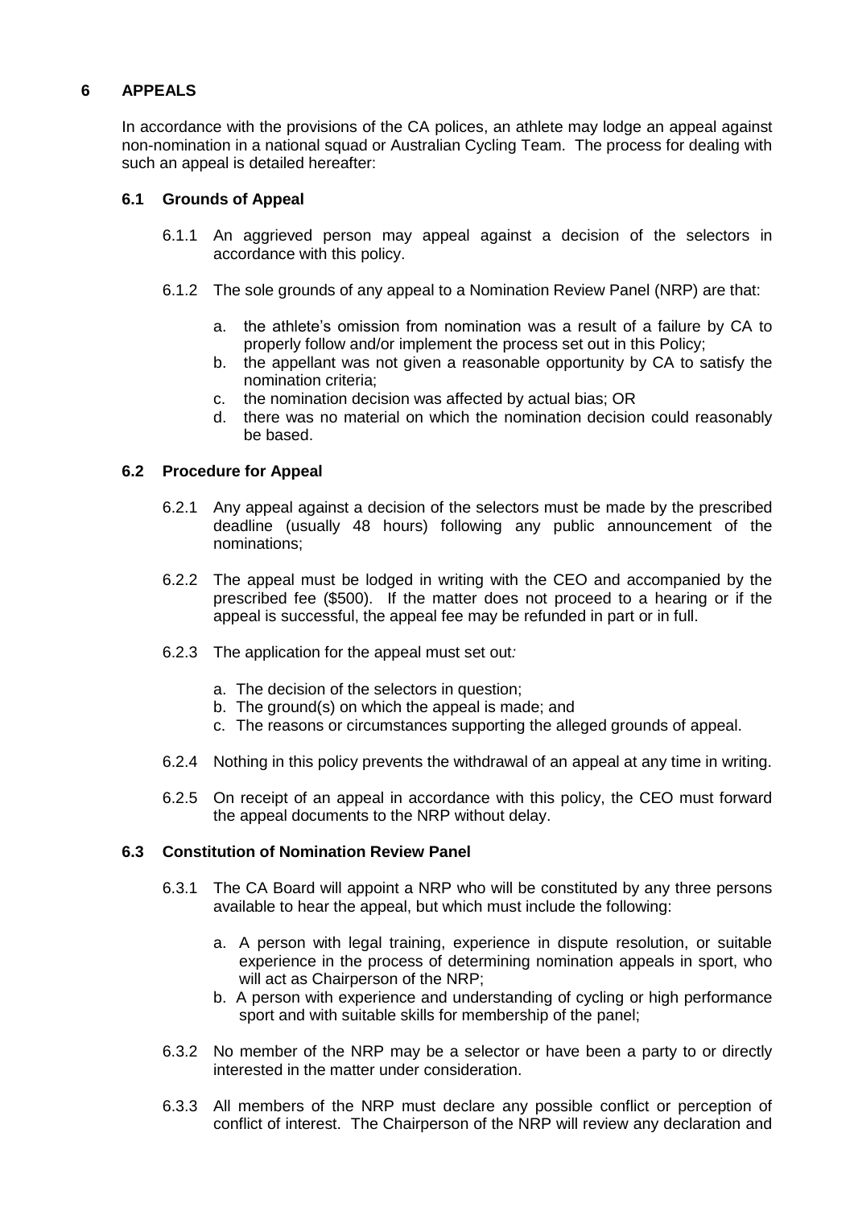## 6 APPEALS

In accordance with the provisions of the CA polices, an athlete may lodge an appeal against non-nomination in a national squad or Australian Cycling Team. The process for dealing with such an appeal is detailed hereafter:

### 6.1 Grounds of Appeal

6.1.1 An aggrieved person may appeal against a decision of the selectors in accordance with this policy.

6.1.2 The sole grounds of any appeal to a Nomination Review Panel (NRP) are that:

a. the athlete's omission from nomination was a result of a failure by CA to properly follow and/or implement the process set out in this Policy;
b. the appellant was not given a reasonable opportunity by CA to satisfy the nomination criteria;
c. the nomination decision was affected by actual bias; OR
d. there was no material on which the nomination decision could reasonably be based.

### 6.2 Procedure for Appeal

6.2.1 Any appeal against a decision of the selectors must be made by the prescribed deadline (usually 48 hours) following any public announcement of the nominations;

6.2.2 The appeal must be lodged in writing with the CEO and accompanied by the prescribed fee ($500). If the matter does not proceed to a hearing or if the appeal is successful, the appeal fee may be refunded in part or in full.

6.2.3 The application for the appeal must set out*:*

a. The decision of the selectors in question;
b. The ground(s) on which the appeal is made; and
c. The reasons or circumstances supporting the alleged grounds of appeal.

6.2.4 Nothing in this policy prevents the withdrawal of an appeal at any time in writing.

6.2.5 On receipt of an appeal in accordance with this policy, the CEO must forward the appeal documents to the NRP without delay.

### 6.3 Constitution of Nomination Review Panel

6.3.1 The CA Board will appoint a NRP who will be constituted by any three persons available to hear the appeal, but which must include the following:

a. A person with legal training, experience in dispute resolution, or suitable experience in the process of determining nomination appeals in sport, who will act as Chairperson of the NRP;
b. A person with experience and understanding of cycling or high performance sport and with suitable skills for membership of the panel;

6.3.2 No member of the NRP may be a selector or have been a party to or directly interested in the matter under consideration.

6.3.3 All members of the NRP must declare any possible conflict or perception of conflict of interest. The Chairperson of the NRP will review any declaration and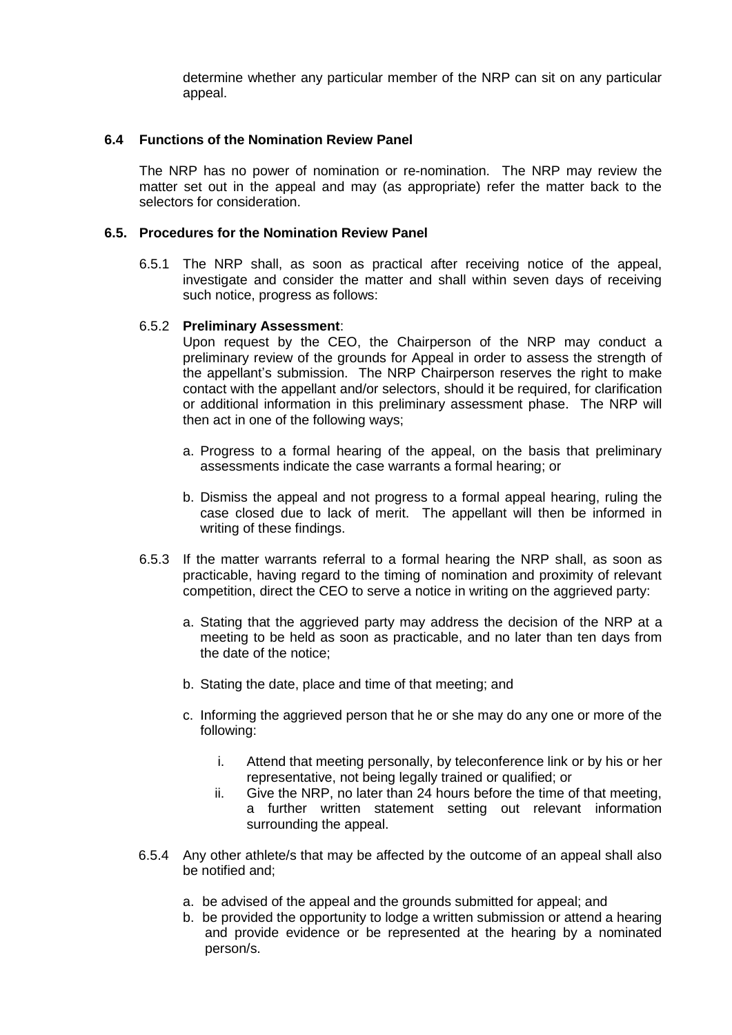determine whether any particular member of the NRP can sit on any particular appeal.

### 6.4 Functions of the Nomination Review Panel

The NRP has no power of nomination or re-nomination. The NRP may review the matter set out in the appeal and may (as appropriate) refer the matter back to the selectors for consideration.

### 6.5. Procedures for the Nomination Review Panel

6.5.1 The NRP shall, as soon as practical after receiving notice of the appeal, investigate and consider the matter and shall within seven days of receiving such notice, progress as follows:

6.5.2 **Preliminary Assessment**:
Upon request by the CEO, the Chairperson of the NRP may conduct a preliminary review of the grounds for Appeal in order to assess the strength of the appellant's submission. The NRP Chairperson reserves the right to make contact with the appellant and/or selectors, should it be required, for clarification or additional information in this preliminary assessment phase. The NRP will then act in one of the following ways;

a. Progress to a formal hearing of the appeal, on the basis that preliminary assessments indicate the case warrants a formal hearing; or

b. Dismiss the appeal and not progress to a formal appeal hearing, ruling the case closed due to lack of merit. The appellant will then be informed in writing of these findings.

6.5.3 If the matter warrants referral to a formal hearing the NRP shall, as soon as practicable, having regard to the timing of nomination and proximity of relevant competition, direct the CEO to serve a notice in writing on the aggrieved party:

a. Stating that the aggrieved party may address the decision of the NRP at a meeting to be held as soon as practicable, and no later than ten days from the date of the notice;

b. Stating the date, place and time of that meeting; and

c. Informing the aggrieved person that he or she may do any one or more of the following:

   i. Attend that meeting personally, by teleconference link or by his or her representative, not being legally trained or qualified; or
   ii. Give the NRP, no later than 24 hours before the time of that meeting, a further written statement setting out relevant information surrounding the appeal.

6.5.4 Any other athlete/s that may be affected by the outcome of an appeal shall also be notified and;

a. be advised of the appeal and the grounds submitted for appeal; and
b. be provided the opportunity to lodge a written submission or attend a hearing and provide evidence or be represented at the hearing by a nominated person/s.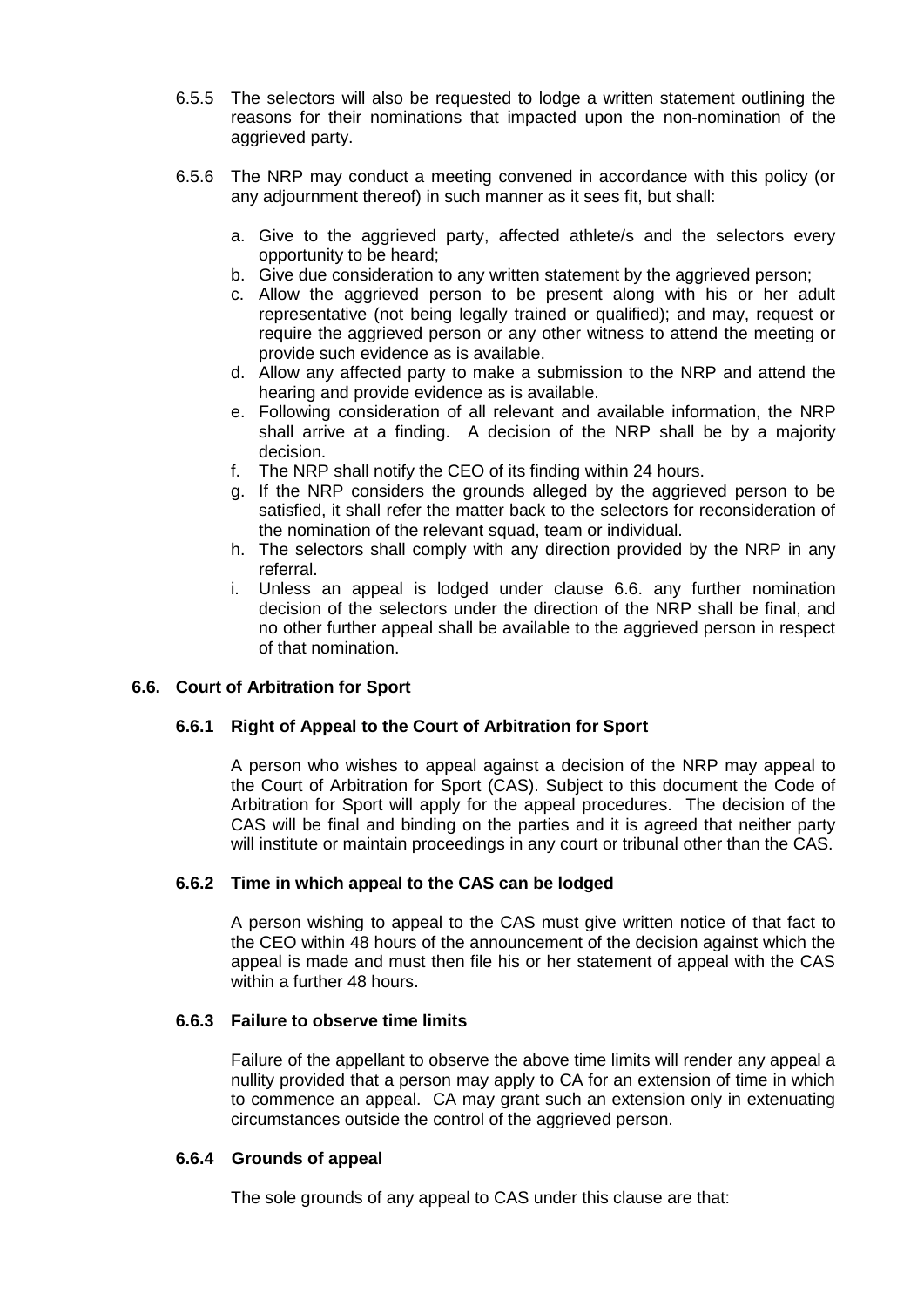6.5.5 The selectors will also be requested to lodge a written statement outlining the reasons for their nominations that impacted upon the non-nomination of the aggrieved party.

6.5.6 The NRP may conduct a meeting convened in accordance with this policy (or any adjournment thereof) in such manner as it sees fit, but shall:

a. Give to the aggrieved party, affected athlete/s and the selectors every opportunity to be heard;
b. Give due consideration to any written statement by the aggrieved person;
c. Allow the aggrieved person to be present along with his or her adult representative (not being legally trained or qualified); and may, request or require the aggrieved person or any other witness to attend the meeting or provide such evidence as is available.
d. Allow any affected party to make a submission to the NRP and attend the hearing and provide evidence as is available.
e. Following consideration of all relevant and available information, the NRP shall arrive at a finding. A decision of the NRP shall be by a majority decision.
f. The NRP shall notify the CEO of its finding within 24 hours.
g. If the NRP considers the grounds alleged by the aggrieved person to be satisfied, it shall refer the matter back to the selectors for reconsideration of the nomination of the relevant squad, team or individual.
h. The selectors shall comply with any direction provided by the NRP in any referral.
i. Unless an appeal is lodged under clause 6.6. any further nomination decision of the selectors under the direction of the NRP shall be final, and no other further appeal shall be available to the aggrieved person in respect of that nomination.

### 6.6. Court of Arbitration for Sport

#### 6.6.1 Right of Appeal to the Court of Arbitration for Sport

A person who wishes to appeal against a decision of the NRP may appeal to the Court of Arbitration for Sport (CAS). Subject to this document the Code of Arbitration for Sport will apply for the appeal procedures. The decision of the CAS will be final and binding on the parties and it is agreed that neither party will institute or maintain proceedings in any court or tribunal other than the CAS.

#### 6.6.2 Time in which appeal to the CAS can be lodged

A person wishing to appeal to the CAS must give written notice of that fact to the CEO within 48 hours of the announcement of the decision against which the appeal is made and must then file his or her statement of appeal with the CAS within a further 48 hours.

#### 6.6.3 Failure to observe time limits

Failure of the appellant to observe the above time limits will render any appeal a nullity provided that a person may apply to CA for an extension of time in which to commence an appeal. CA may grant such an extension only in extenuating circumstances outside the control of the aggrieved person.

#### 6.6.4 Grounds of appeal

The sole grounds of any appeal to CAS under this clause are that: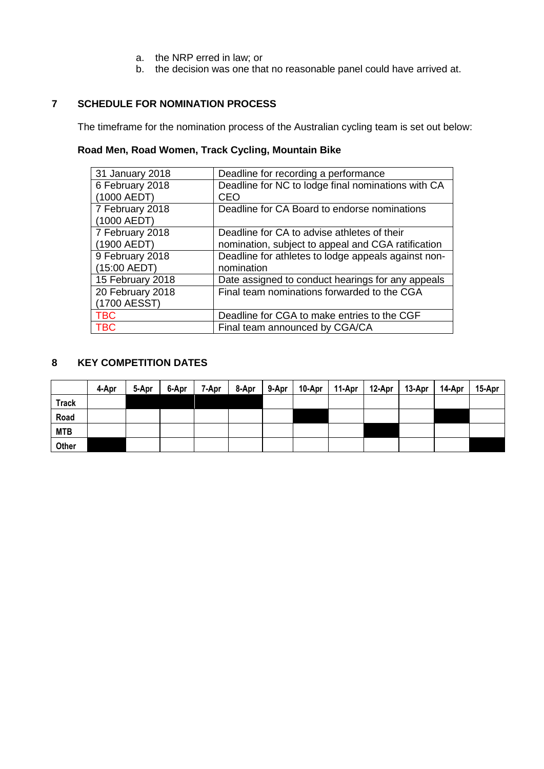a. the NRP erred in law; or
b. the decision was one that no reasonable panel could have arrived at.

## 7 SCHEDULE FOR NOMINATION PROCESS

The timeframe for the nomination process of the Australian cycling team is set out below:

**Road Men, Road Women, Track Cycling, Mountain Bike**

| Date | Event |
|---|---|
| 31 January 2018 | Deadline for recording a performance |
| 6 February 2018 (1000 AEDT) | Deadline for NC to lodge final nominations with CA CEO |
| 7 February 2018 (1000 AEDT) | Deadline for CA Board to endorse nominations |
| 7 February 2018 (1900 AEDT) | Deadline for CA to advise athletes of their nomination, subject to appeal and CGA ratification |
| 9 February 2018 (15:00 AEDT) | Deadline for athletes to lodge appeals against non-nomination |
| 15 February 2018 | Date assigned to conduct hearings for any appeals |
| 20 February 2018 (1700 AESST) | Final team nominations forwarded to the CGA |
| TBC | Deadline for CGA to make entries to the CGF |
| TBC | Final team announced by CGA/CA |

## 8 KEY COMPETITION DATES

| | 4-Apr | 5-Apr | 6-Apr | 7-Apr | 8-Apr | 9-Apr | 10-Apr | 11-Apr | 12-Apr | 13-Apr | 14-Apr | 15-Apr |
|---|---|---|---|---|---|---|---|---|---|---|---|---|
| **Track** | | ■ | ■ | ■ | ■ | | | | | | | |
| **Road** | | | | | | | ■ | | | | ■ | |
| **MTB** | | | | | | | | | ■ | | | |
| **Other** | ■ | | | | | | | | | | | ■ |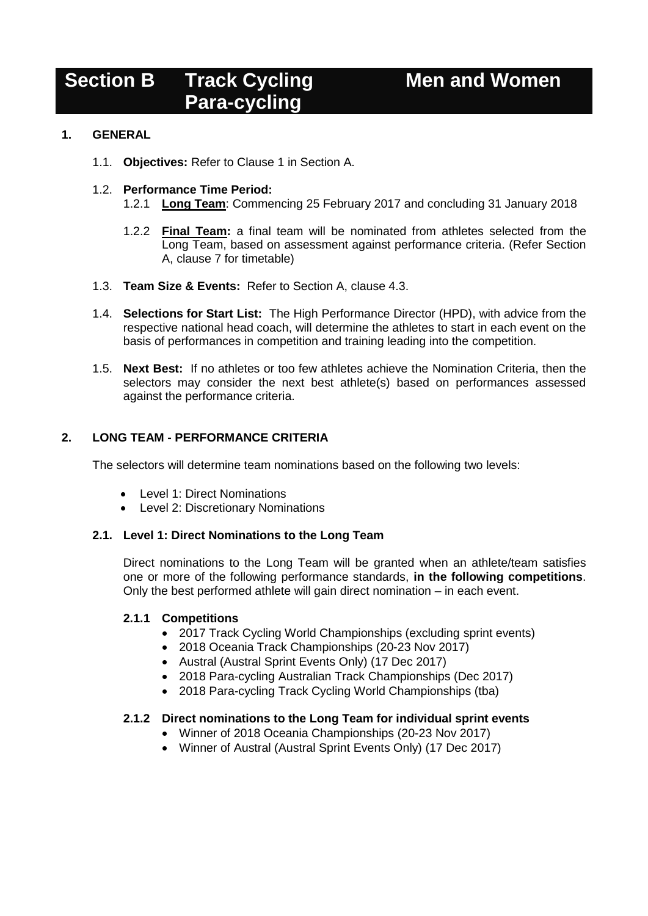# Section B Track Cycling Para-cycling Men and Women

## 1. GENERAL

1.1. **Objectives:** Refer to Clause 1 in Section A.

1.2. **Performance Time Period:**

1.2.1 **Long Team**: Commencing 25 February 2017 and concluding 31 January 2018

1.2.2 **Final Team:** a final team will be nominated from athletes selected from the Long Team, based on assessment against performance criteria. (Refer Section A, clause 7 for timetable)

1.3. **Team Size & Events:** Refer to Section A, clause 4.3.

1.4. **Selections for Start List:** The High Performance Director (HPD), with advice from the respective national head coach, will determine the athletes to start in each event on the basis of performances in competition and training leading into the competition.

1.5. **Next Best:** If no athletes or too few athletes achieve the Nomination Criteria, then the selectors may consider the next best athlete(s) based on performances assessed against the performance criteria.

## 2. LONG TEAM - PERFORMANCE CRITERIA

The selectors will determine team nominations based on the following two levels:

- Level 1: Direct Nominations
- Level 2: Discretionary Nominations

### 2.1. Level 1: Direct Nominations to the Long Team

Direct nominations to the Long Team will be granted when an athlete/team satisfies one or more of the following performance standards, **in the following competitions**. Only the best performed athlete will gain direct nomination – in each event.

#### 2.1.1 Competitions

- 2017 Track Cycling World Championships (excluding sprint events)
- 2018 Oceania Track Championships (20-23 Nov 2017)
- Austral (Austral Sprint Events Only) (17 Dec 2017)
- 2018 Para-cycling Australian Track Championships (Dec 2017)
- 2018 Para-cycling Track Cycling World Championships (tba)

#### 2.1.2 Direct nominations to the Long Team for individual sprint events

- Winner of 2018 Oceania Championships (20-23 Nov 2017)
- Winner of Austral (Austral Sprint Events Only) (17 Dec 2017)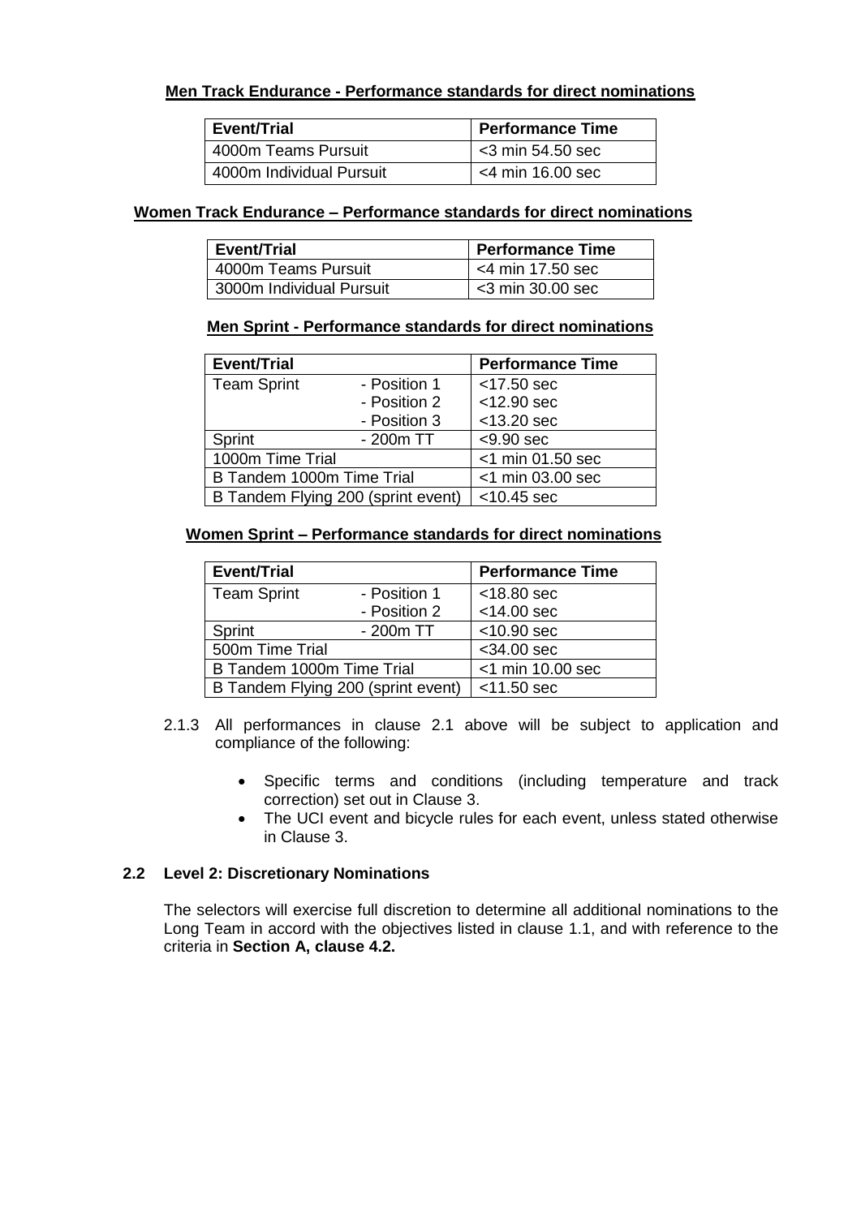**Men Track Endurance - Performance standards for direct nominations**

| Event/Trial | Performance Time |
|---|---|
| 4000m Teams Pursuit | <3 min 54.50 sec |
| 4000m Individual Pursuit | <4 min 16.00 sec |

**Women Track Endurance – Performance standards for direct nominations**

| Event/Trial | Performance Time |
|---|---|
| 4000m Teams Pursuit | <4 min 17.50 sec |
| 3000m Individual Pursuit | <3 min 30.00 sec |

**Men Sprint - Performance standards for direct nominations**

| Event/Trial | | Performance Time |
|---|---|---|
| Team Sprint | - Position 1 | <17.50 sec |
| | - Position 2 | <12.90 sec |
| | - Position 3 | <13.20 sec |
| Sprint | - 200m TT | <9.90 sec |
| 1000m Time Trial | | <1 min 01.50 sec |
| B Tandem 1000m Time Trial | | <1 min 03.00 sec |
| B Tandem Flying 200 (sprint event) | | <10.45 sec |

**Women Sprint – Performance standards for direct nominations**

| Event/Trial | | Performance Time |
|---|---|---|
| Team Sprint | - Position 1 | <18.80 sec |
| | - Position 2 | <14.00 sec |
| Sprint | - 200m TT | <10.90 sec |
| 500m Time Trial | | <34.00 sec |
| B Tandem 1000m Time Trial | | <1 min 10.00 sec |
| B Tandem Flying 200 (sprint event) | | <11.50 sec |

2.1.3 All performances in clause 2.1 above will be subject to application and compliance of the following:

- Specific terms and conditions (including temperature and track correction) set out in Clause 3.
- The UCI event and bicycle rules for each event, unless stated otherwise in Clause 3.

**2.2 Level 2: Discretionary Nominations**

The selectors will exercise full discretion to determine all additional nominations to the Long Team in accord with the objectives listed in clause 1.1, and with reference to the criteria in **Section A, clause 4.2.**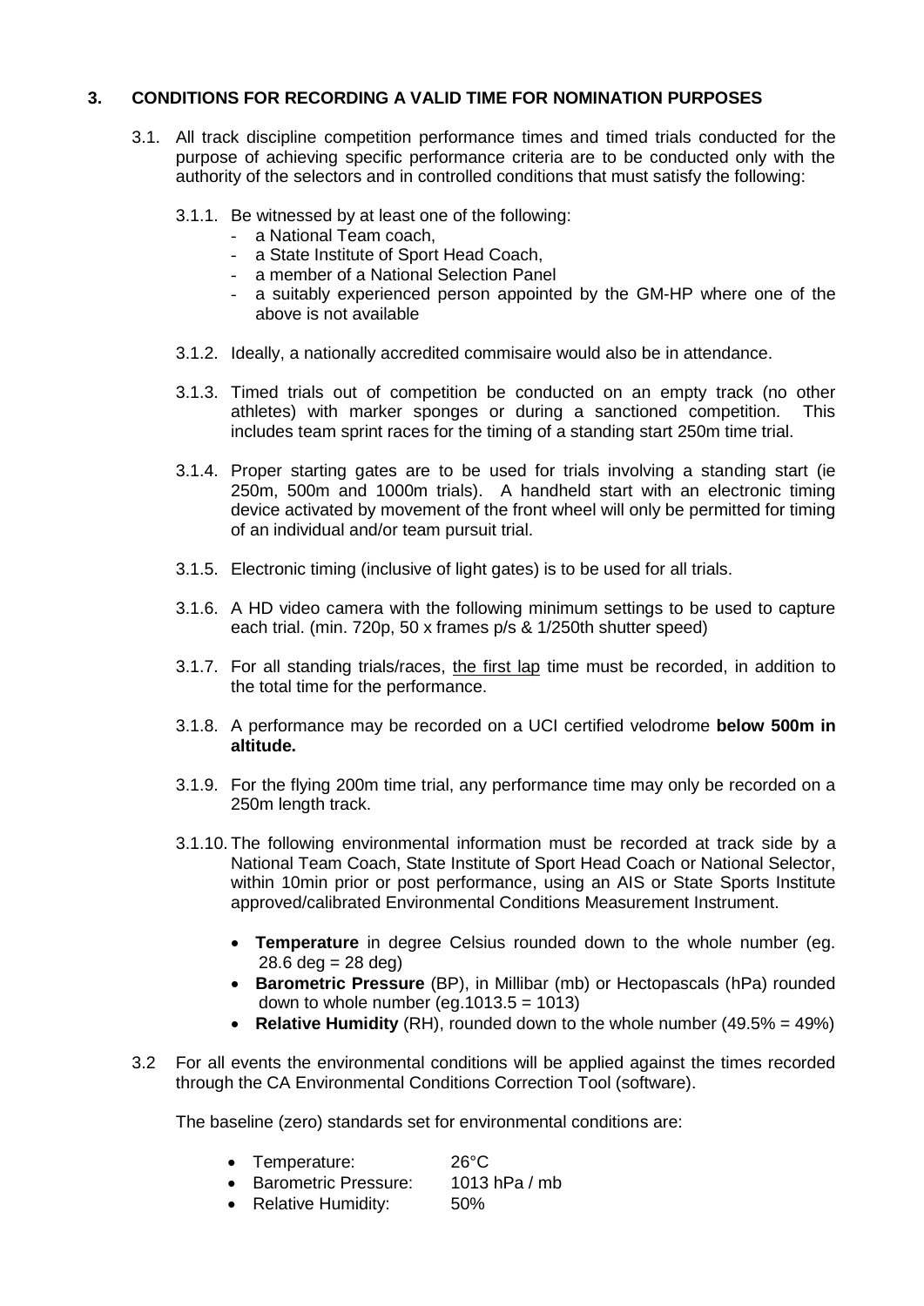## 3. CONDITIONS FOR RECORDING A VALID TIME FOR NOMINATION PURPOSES

3.1. All track discipline competition performance times and timed trials conducted for the purpose of achieving specific performance criteria are to be conducted only with the authority of the selectors and in controlled conditions that must satisfy the following:

3.1.1. Be witnessed by at least one of the following:
- a National Team coach,
- a State Institute of Sport Head Coach,
- a member of a National Selection Panel
- a suitably experienced person appointed by the GM-HP where one of the above is not available

3.1.2. Ideally, a nationally accredited commisaire would also be in attendance.

3.1.3. Timed trials out of competition be conducted on an empty track (no other athletes) with marker sponges or during a sanctioned competition. This includes team sprint races for the timing of a standing start 250m time trial.

3.1.4. Proper starting gates are to be used for trials involving a standing start (ie 250m, 500m and 1000m trials). A handheld start with an electronic timing device activated by movement of the front wheel will only be permitted for timing of an individual and/or team pursuit trial.

3.1.5. Electronic timing (inclusive of light gates) is to be used for all trials.

3.1.6. A HD video camera with the following minimum settings to be used to capture each trial. (min. 720p, 50 x frames p/s & 1/250th shutter speed)

3.1.7. For all standing trials/races, <u>the first lap</u> time must be recorded, in addition to the total time for the performance.

3.1.8. A performance may be recorded on a UCI certified velodrome **below 500m in altitude.**

3.1.9. For the flying 200m time trial, any performance time may only be recorded on a 250m length track.

3.1.10. The following environmental information must be recorded at track side by a National Team Coach, State Institute of Sport Head Coach or National Selector, within 10min prior or post performance, using an AIS or State Sports Institute approved/calibrated Environmental Conditions Measurement Instrument.

- **Temperature** in degree Celsius rounded down to the whole number (eg. 28.6 deg = 28 deg)
- **Barometric Pressure** (BP), in Millibar (mb) or Hectopascals (hPa) rounded down to whole number (eg.1013.5 = 1013)
- **Relative Humidity** (RH), rounded down to the whole number (49.5% = 49%)

3.2 For all events the environmental conditions will be applied against the times recorded through the CA Environmental Conditions Correction Tool (software).

The baseline (zero) standards set for environmental conditions are:

- Temperature: 26°C
- Barometric Pressure: 1013 hPa / mb
- Relative Humidity: 50%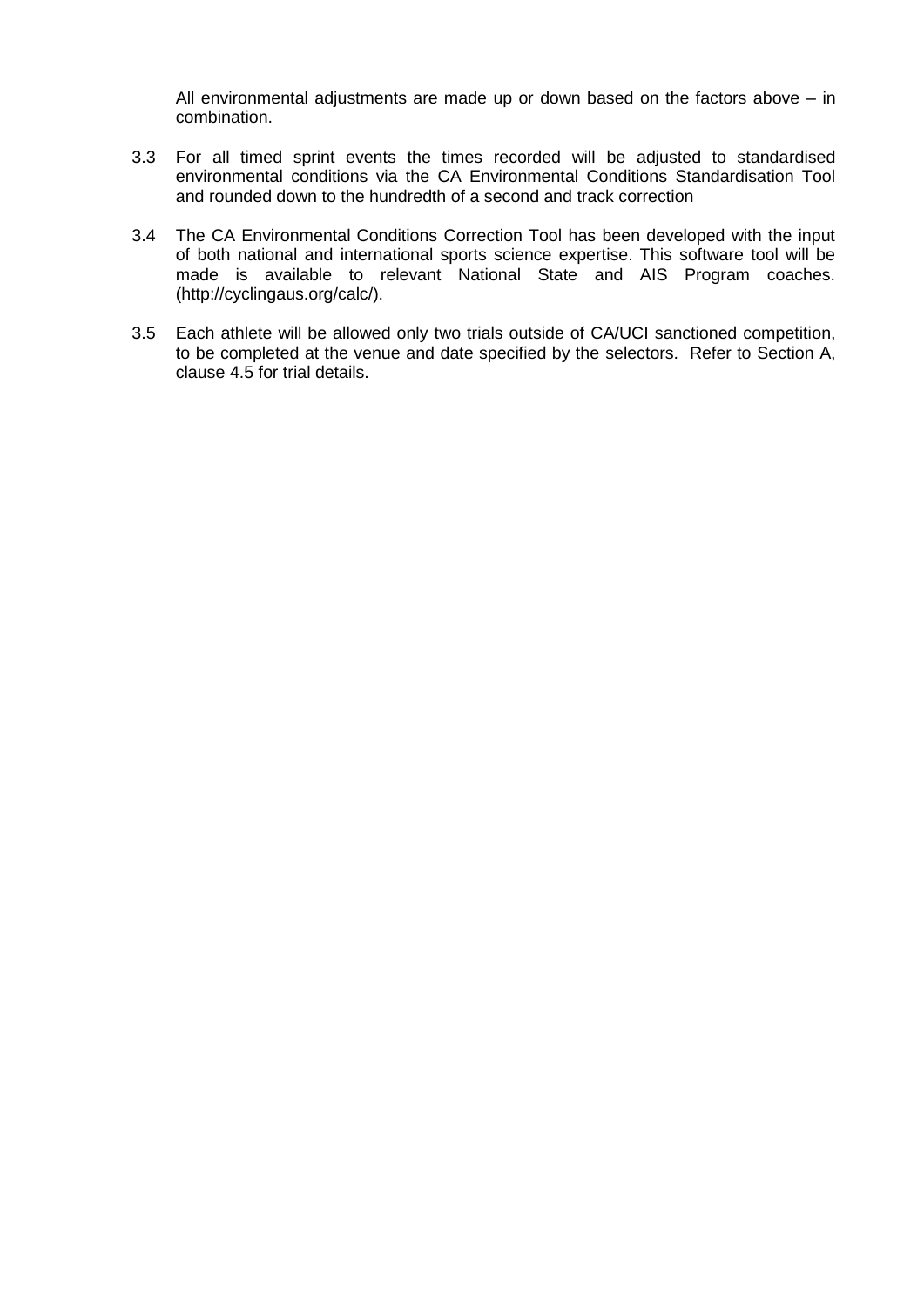All environmental adjustments are made up or down based on the factors above – in combination.

3.3 For all timed sprint events the times recorded will be adjusted to standardised environmental conditions via the CA Environmental Conditions Standardisation Tool and rounded down to the hundredth of a second and track correction

3.4 The CA Environmental Conditions Correction Tool has been developed with the input of both national and international sports science expertise. This software tool will be made is available to relevant National State and AIS Program coaches. (http://cyclingaus.org/calc/).

3.5 Each athlete will be allowed only two trials outside of CA/UCI sanctioned competition, to be completed at the venue and date specified by the selectors. Refer to Section A, clause 4.5 for trial details.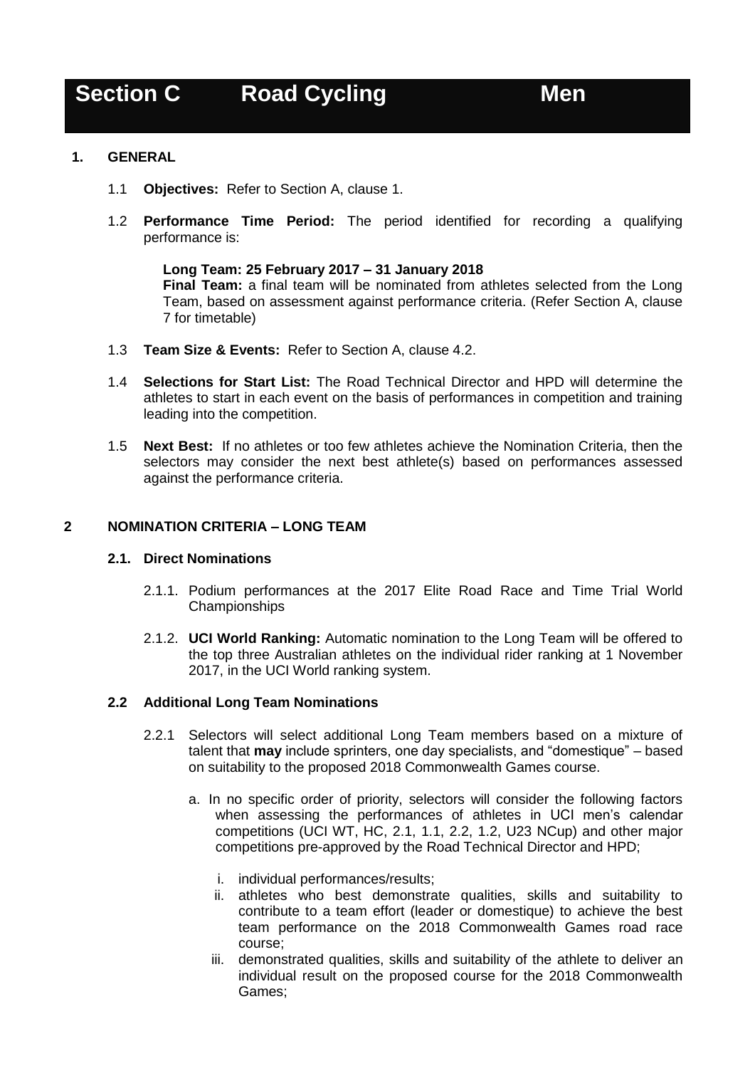# Section C Road Cycling Men

## 1. GENERAL

1.1 **Objectives:** Refer to Section A, clause 1.

1.2 **Performance Time Period:** The period identified for recording a qualifying performance is:

**Long Team: 25 February 2017 – 31 January 2018**
**Final Team:** a final team will be nominated from athletes selected from the Long Team, based on assessment against performance criteria. (Refer Section A, clause 7 for timetable)

1.3 **Team Size & Events:** Refer to Section A, clause 4.2.

1.4 **Selections for Start List:** The Road Technical Director and HPD will determine the athletes to start in each event on the basis of performances in competition and training leading into the competition.

1.5 **Next Best:** If no athletes or too few athletes achieve the Nomination Criteria, then the selectors may consider the next best athlete(s) based on performances assessed against the performance criteria.

## 2 NOMINATION CRITERIA – LONG TEAM

### 2.1. Direct Nominations

2.1.1. Podium performances at the 2017 Elite Road Race and Time Trial World Championships

2.1.2. **UCI World Ranking:** Automatic nomination to the Long Team will be offered to the top three Australian athletes on the individual rider ranking at 1 November 2017, in the UCI World ranking system.

### 2.2 Additional Long Team Nominations

2.2.1 Selectors will select additional Long Team members based on a mixture of talent that **may** include sprinters, one day specialists, and "domestique" – based on suitability to the proposed 2018 Commonwealth Games course.

a. In no specific order of priority, selectors will consider the following factors when assessing the performances of athletes in UCI men's calendar competitions (UCI WT, HC, 2.1, 1.1, 2.2, 1.2, U23 NCup) and other major competitions pre-approved by the Road Technical Director and HPD;

i. individual performances/results;

ii. athletes who best demonstrate qualities, skills and suitability to contribute to a team effort (leader or domestique) to achieve the best team performance on the 2018 Commonwealth Games road race course;

iii. demonstrated qualities, skills and suitability of the athlete to deliver an individual result on the proposed course for the 2018 Commonwealth Games;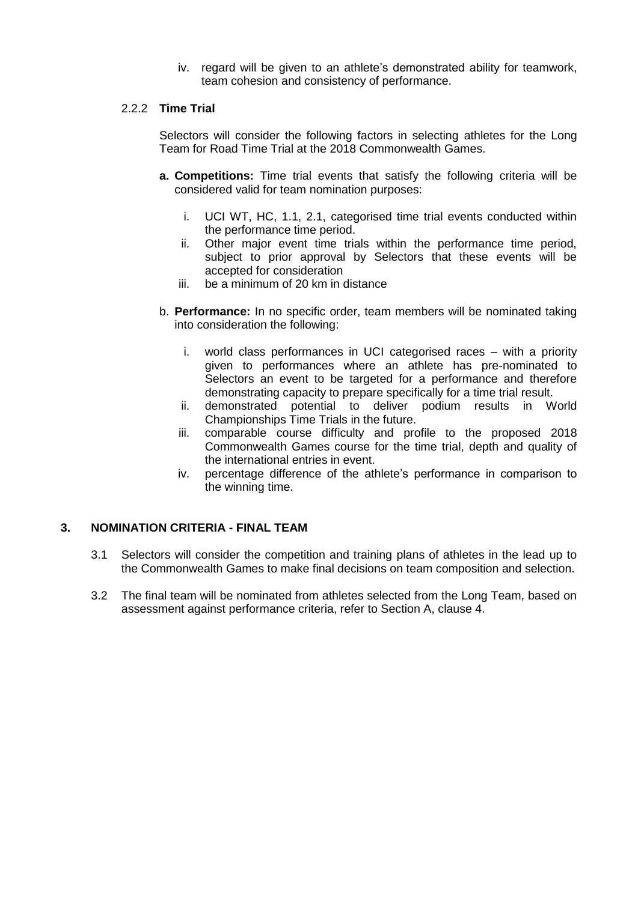iv. regard will be given to an athlete's demonstrated ability for teamwork, team cohesion and consistency of performance.

#### 2.2.2 **Time Trial**

Selectors will consider the following factors in selecting athletes for the Long Team for Road Time Trial at the 2018 Commonwealth Games.

**a. Competitions:** Time trial events that satisfy the following criteria will be considered valid for team nomination purposes:

i. UCI WT, HC, 1.1, 2.1, categorised time trial events conducted within the performance time period.

ii. Other major event time trials within the performance time period, subject to prior approval by Selectors that these events will be accepted for consideration

iii. be a minimum of 20 km in distance

b. **Performance:** In no specific order, team members will be nominated taking into consideration the following:

i. world class performances in UCI categorised races – with a priority given to performances where an athlete has pre-nominated to Selectors an event to be targeted for a performance and therefore demonstrating capacity to prepare specifically for a time trial result.

ii. demonstrated potential to deliver podium results in World Championships Time Trials in the future.

iii. comparable course difficulty and profile to the proposed 2018 Commonwealth Games course for the time trial, depth and quality of the international entries in event.

iv. percentage difference of the athlete's performance in comparison to the winning time.

## 3. NOMINATION CRITERIA - FINAL TEAM

3.1 Selectors will consider the competition and training plans of athletes in the lead up to the Commonwealth Games to make final decisions on team composition and selection.

3.2 The final team will be nominated from athletes selected from the Long Team, based on assessment against performance criteria, refer to Section A, clause 4.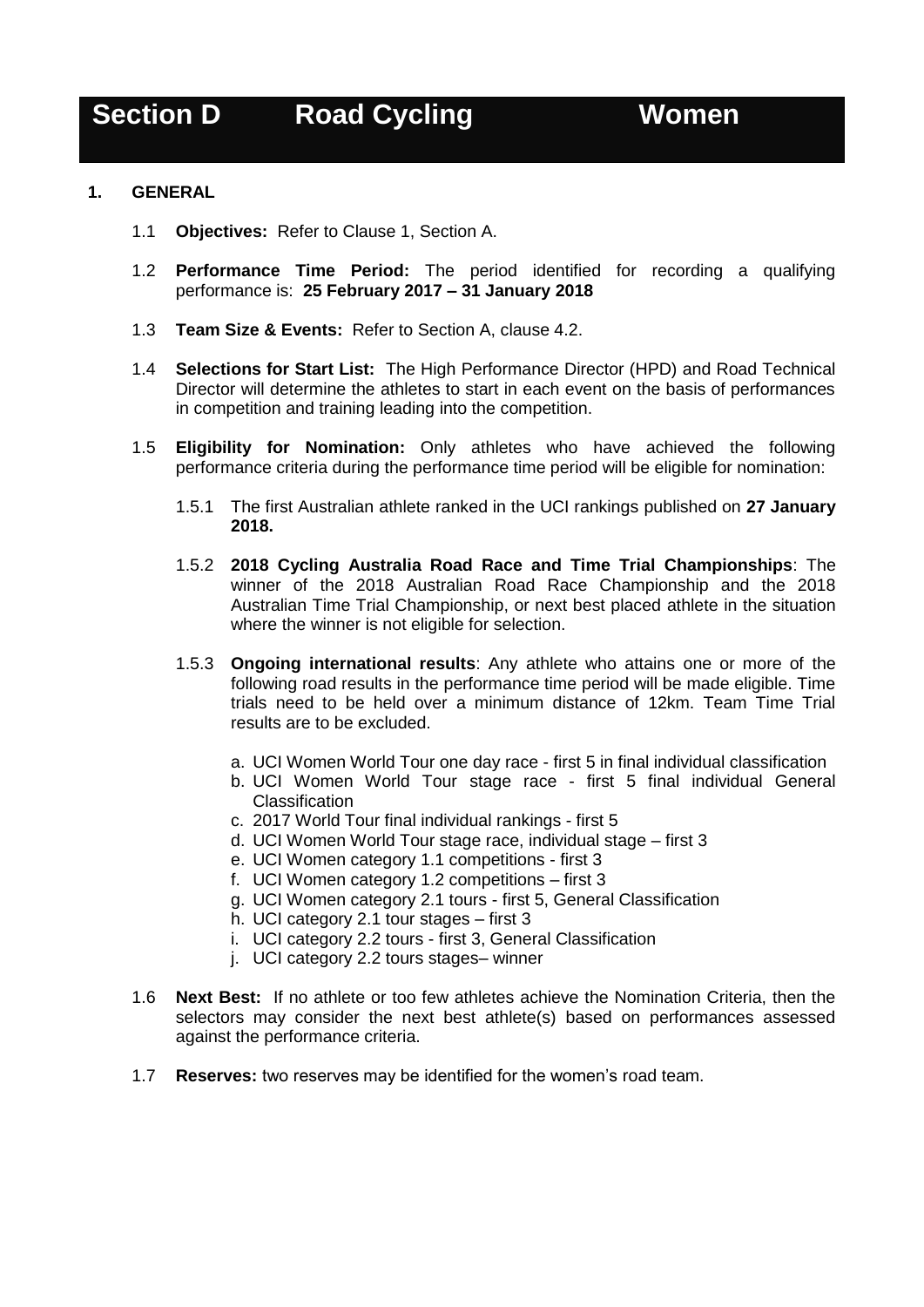# Section D Road Cycling Women

## 1. GENERAL

1.1 **Objectives:** Refer to Clause 1, Section A.

1.2 **Performance Time Period:** The period identified for recording a qualifying performance is: **25 February 2017 – 31 January 2018**

1.3 **Team Size & Events:** Refer to Section A, clause 4.2.

1.4 **Selections for Start List:** The High Performance Director (HPD) and Road Technical Director will determine the athletes to start in each event on the basis of performances in competition and training leading into the competition.

1.5 **Eligibility for Nomination:** Only athletes who have achieved the following performance criteria during the performance time period will be eligible for nomination:

1.5.1 The first Australian athlete ranked in the UCI rankings published on **27 January 2018.**

1.5.2 **2018 Cycling Australia Road Race and Time Trial Championships**: The winner of the 2018 Australian Road Race Championship and the 2018 Australian Time Trial Championship, or next best placed athlete in the situation where the winner is not eligible for selection.

1.5.3 **Ongoing international results**: Any athlete who attains one or more of the following road results in the performance time period will be made eligible. Time trials need to be held over a minimum distance of 12km. Team Time Trial results are to be excluded.

a. UCI Women World Tour one day race - first 5 in final individual classification
b. UCI Women World Tour stage race - first 5 final individual General Classification
c. 2017 World Tour final individual rankings - first 5
d. UCI Women World Tour stage race, individual stage – first 3
e. UCI Women category 1.1 competitions - first 3
f. UCI Women category 1.2 competitions – first 3
g. UCI Women category 2.1 tours - first 5, General Classification
h. UCI category 2.1 tour stages – first 3
i. UCI category 2.2 tours - first 3, General Classification
j. UCI category 2.2 tours stages– winner

1.6 **Next Best:** If no athlete or too few athletes achieve the Nomination Criteria, then the selectors may consider the next best athlete(s) based on performances assessed against the performance criteria.

1.7 **Reserves:** two reserves may be identified for the women's road team.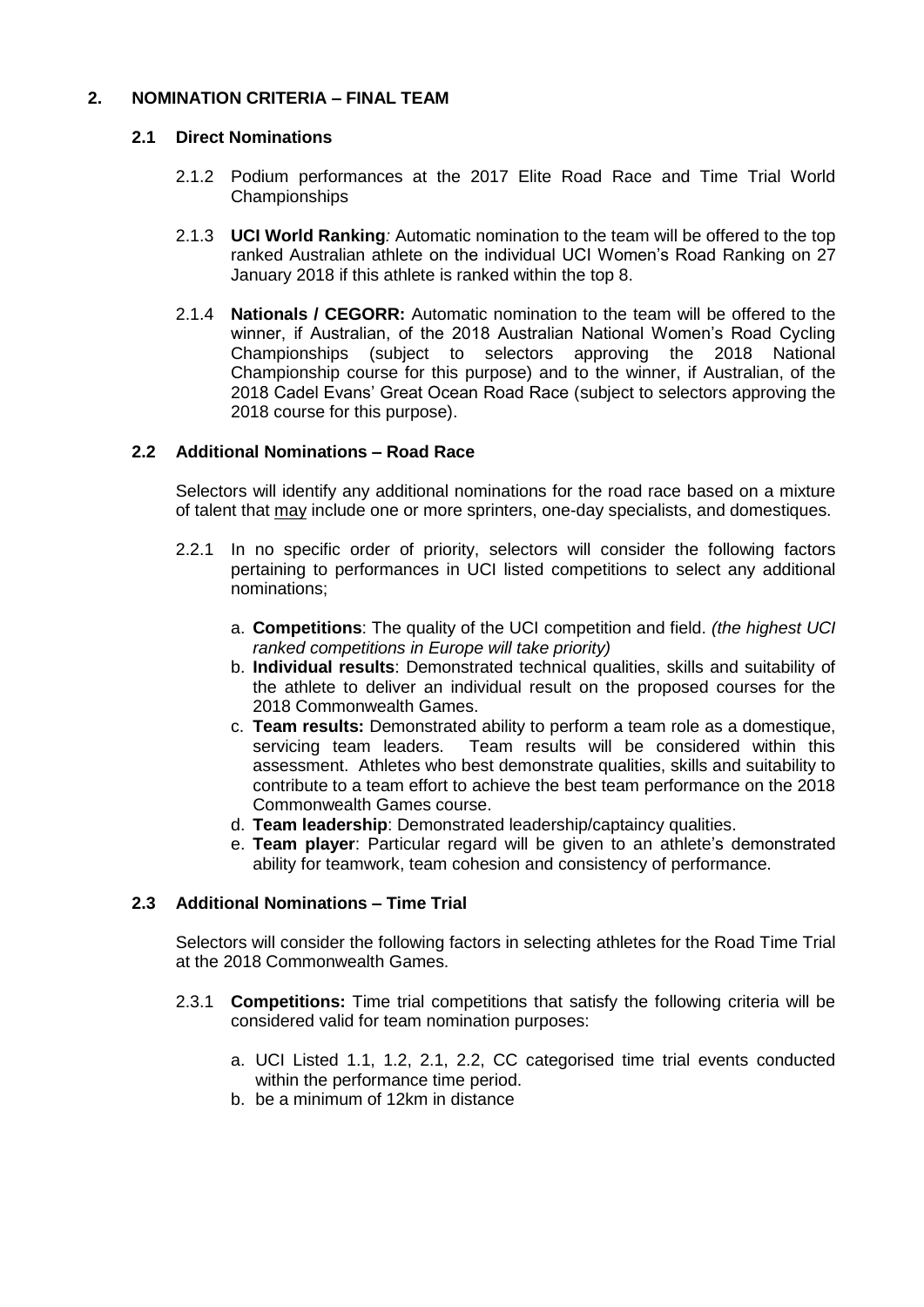## 2. NOMINATION CRITERIA – FINAL TEAM

### 2.1 Direct Nominations

2.1.2 Podium performances at the 2017 Elite Road Race and Time Trial World Championships

2.1.3 **UCI World Ranking***:* Automatic nomination to the team will be offered to the top ranked Australian athlete on the individual UCI Women's Road Ranking on 27 January 2018 if this athlete is ranked within the top 8.

2.1.4 **Nationals / CEGORR:** Automatic nomination to the team will be offered to the winner, if Australian, of the 2018 Australian National Women's Road Cycling Championships (subject to selectors approving the 2018 National Championship course for this purpose) and to the winner, if Australian, of the 2018 Cadel Evans' Great Ocean Road Race (subject to selectors approving the 2018 course for this purpose).

### 2.2 Additional Nominations – Road Race

Selectors will identify any additional nominations for the road race based on a mixture of talent that <u>may</u> include one or more sprinters, one-day specialists, and domestiques.

2.2.1 In no specific order of priority, selectors will consider the following factors pertaining to performances in UCI listed competitions to select any additional nominations;

a. **Competitions**: The quality of the UCI competition and field. *(the highest UCI ranked competitions in Europe will take priority)*
b. **Individual results**: Demonstrated technical qualities, skills and suitability of the athlete to deliver an individual result on the proposed courses for the 2018 Commonwealth Games.
c. **Team results:** Demonstrated ability to perform a team role as a domestique, servicing team leaders. Team results will be considered within this assessment. Athletes who best demonstrate qualities, skills and suitability to contribute to a team effort to achieve the best team performance on the 2018 Commonwealth Games course.
d. **Team leadership**: Demonstrated leadership/captaincy qualities.
e. **Team player**: Particular regard will be given to an athlete's demonstrated ability for teamwork, team cohesion and consistency of performance.

### 2.3 Additional Nominations – Time Trial

Selectors will consider the following factors in selecting athletes for the Road Time Trial at the 2018 Commonwealth Games.

2.3.1 **Competitions:** Time trial competitions that satisfy the following criteria will be considered valid for team nomination purposes:

a. UCI Listed 1.1, 1.2, 2.1, 2.2, CC categorised time trial events conducted within the performance time period.
b. be a minimum of 12km in distance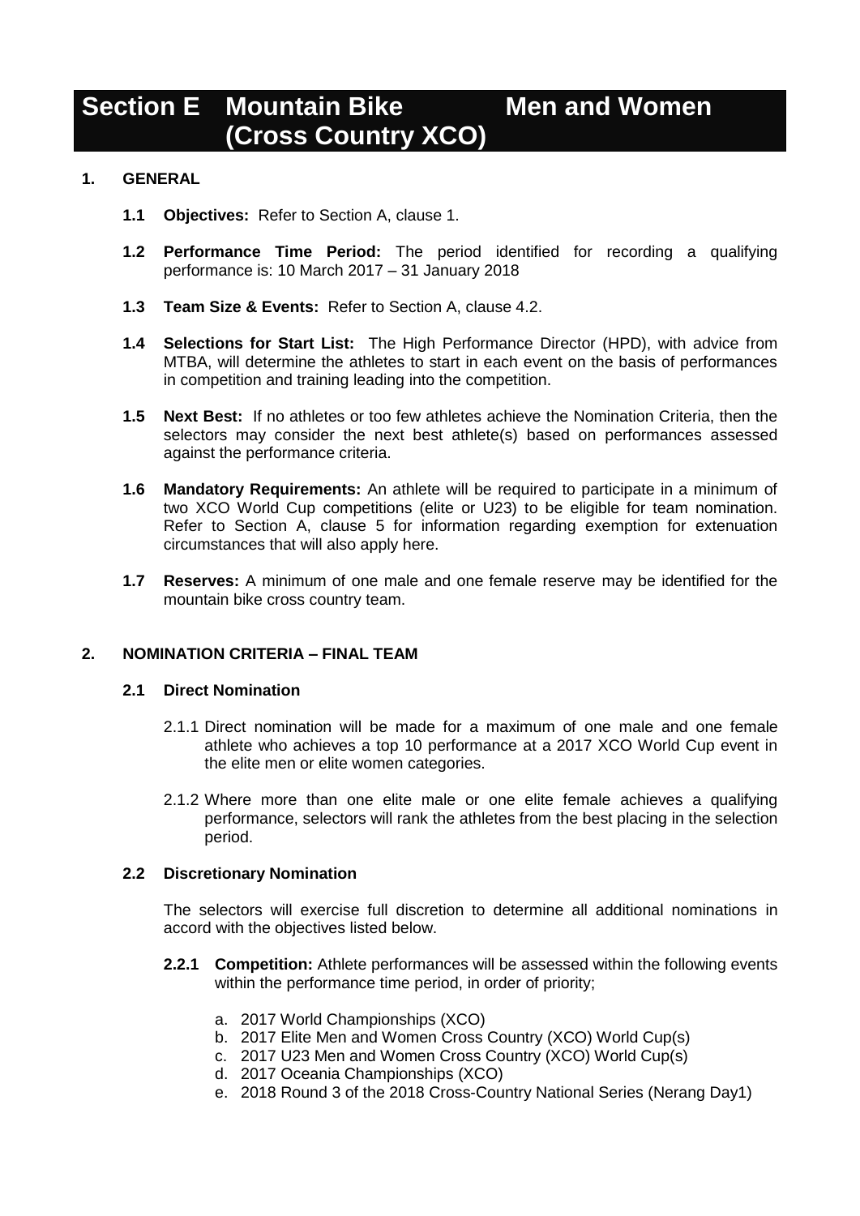# Section E Mountain Bike (Cross Country XCO) Men and Women

## 1. GENERAL

**1.1 Objectives:** Refer to Section A, clause 1.

**1.2 Performance Time Period:** The period identified for recording a qualifying performance is: 10 March 2017 – 31 January 2018

**1.3 Team Size & Events:** Refer to Section A, clause 4.2.

**1.4 Selections for Start List:** The High Performance Director (HPD), with advice from MTBA, will determine the athletes to start in each event on the basis of performances in competition and training leading into the competition.

**1.5 Next Best:** If no athletes or too few athletes achieve the Nomination Criteria, then the selectors may consider the next best athlete(s) based on performances assessed against the performance criteria.

**1.6 Mandatory Requirements:** An athlete will be required to participate in a minimum of two XCO World Cup competitions (elite or U23) to be eligible for team nomination. Refer to Section A, clause 5 for information regarding exemption for extenuation circumstances that will also apply here.

**1.7 Reserves:** A minimum of one male and one female reserve may be identified for the mountain bike cross country team.

## 2. NOMINATION CRITERIA – FINAL TEAM

### 2.1 Direct Nomination

2.1.1 Direct nomination will be made for a maximum of one male and one female athlete who achieves a top 10 performance at a 2017 XCO World Cup event in the elite men or elite women categories.

2.1.2 Where more than one elite male or one elite female achieves a qualifying performance, selectors will rank the athletes from the best placing in the selection period.

### 2.2 Discretionary Nomination

The selectors will exercise full discretion to determine all additional nominations in accord with the objectives listed below.

**2.2.1 Competition:** Athlete performances will be assessed within the following events within the performance time period, in order of priority;

a. 2017 World Championships (XCO)
b. 2017 Elite Men and Women Cross Country (XCO) World Cup(s)
c. 2017 U23 Men and Women Cross Country (XCO) World Cup(s)
d. 2017 Oceania Championships (XCO)
e. 2018 Round 3 of the 2018 Cross-Country National Series (Nerang Day1)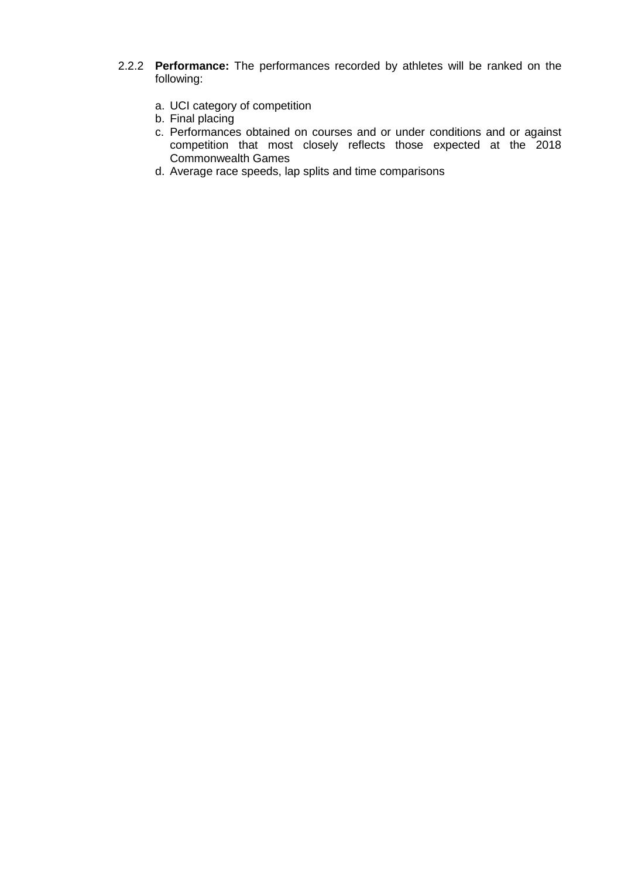2.2.2 **Performance:** The performances recorded by athletes will be ranked on the following:

a. UCI category of competition
b. Final placing
c. Performances obtained on courses and or under conditions and or against competition that most closely reflects those expected at the 2018 Commonwealth Games
d. Average race speeds, lap splits and time comparisons